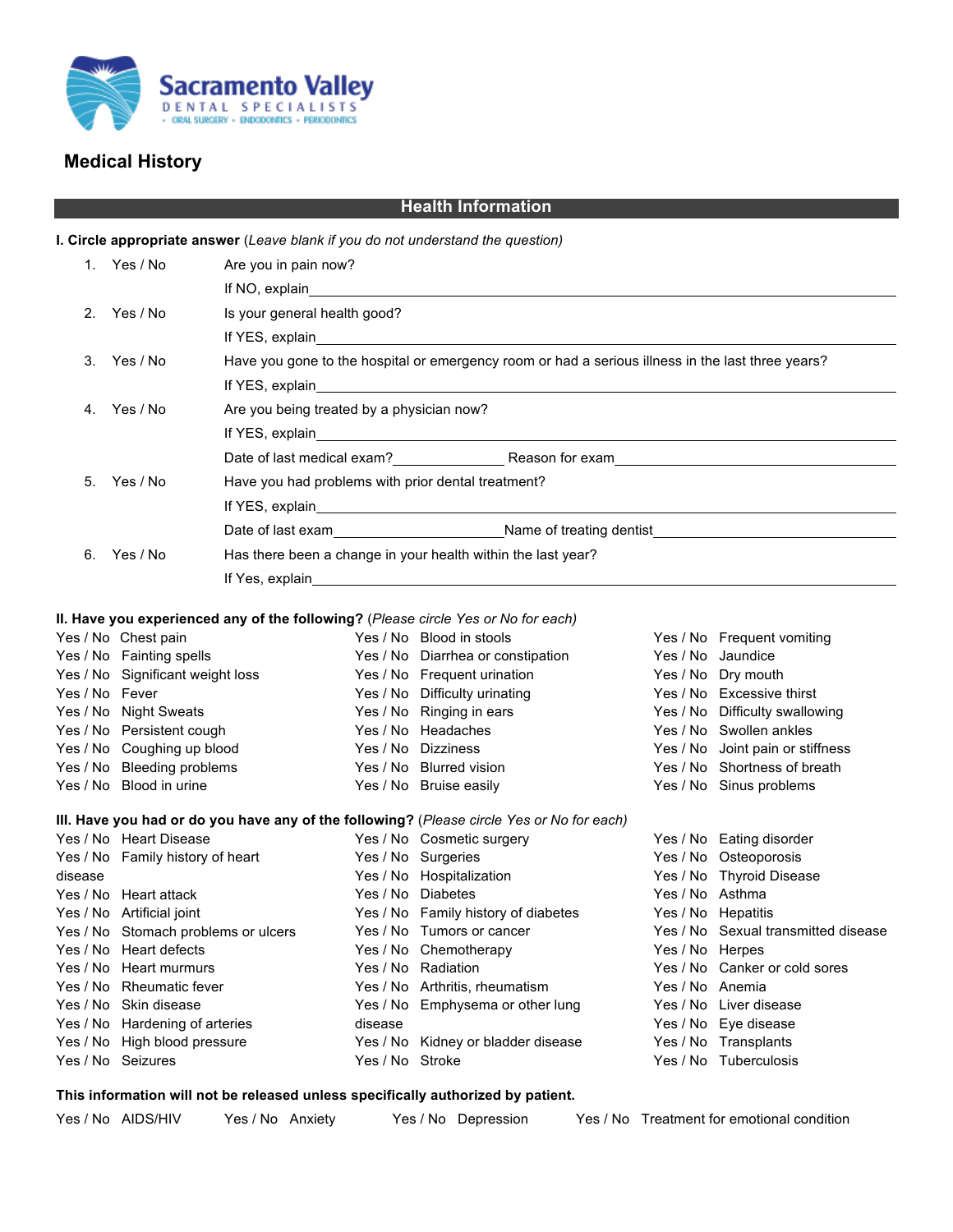Sacramento Valley
DENTAL SPECIALISTS
• ORAL SURGERY • ENDODONTICS • PERIODONTICS

# Medical History

## Health Information

**I. Circle appropriate answer** (*Leave blank if you do not understand the question*)

1. Yes / No — Are you in pain now?
   If NO, explain\_\_\_\_\_\_\_\_\_\_\_\_\_\_\_\_\_\_\_\_\_\_\_\_\_\_\_\_\_\_\_\_\_\_\_\_\_\_\_\_
2. Yes / No — Is your general health good?
   If YES, explain\_\_\_\_\_\_\_\_\_\_\_\_\_\_\_\_\_\_\_\_\_\_\_\_\_\_\_\_\_\_\_\_\_\_\_\_\_\_\_\_
3. Yes / No — Have you gone to the hospital or emergency room or had a serious illness in the last three years?
   If YES, explain\_\_\_\_\_\_\_\_\_\_\_\_\_\_\_\_\_\_\_\_\_\_\_\_\_\_\_\_\_\_\_\_\_\_\_\_\_\_\_\_
4. Yes / No — Are you being treated by a physician now?
   If YES, explain\_\_\_\_\_\_\_\_\_\_\_\_\_\_\_\_\_\_\_\_\_\_\_\_\_\_\_\_\_\_\_\_\_\_\_\_\_\_\_\_
   Date of last medical exam?\_\_\_\_\_\_\_\_\_\_\_\_\_\_ Reason for exam\_\_\_\_\_\_\_\_\_\_\_\_\_\_\_\_\_\_\_\_\_\_\_\_
5. Yes / No — Have you had problems with prior dental treatment?
   If YES, explain\_\_\_\_\_\_\_\_\_\_\_\_\_\_\_\_\_\_\_\_\_\_\_\_\_\_\_\_\_\_\_\_\_\_\_\_\_\_\_\_
   Date of last exam\_\_\_\_\_\_\_\_\_\_\_\_\_\_\_\_\_\_\_\_\_\_Name of treating dentist\_\_\_\_\_\_\_\_\_\_\_\_\_\_\_\_\_\_\_\_\_\_
6. Yes / No — Has there been a change in your health within the last year?
   If Yes, explain\_\_\_\_\_\_\_\_\_\_\_\_\_\_\_\_\_\_\_\_\_\_\_\_\_\_\_\_\_\_\_\_\_\_\_\_\_\_\_\_

**II. Have you experienced any of the following?** (*Please circle Yes or No for each*)

| | | |
|---|---|---|
| Yes / No Chest pain | Yes / No Blood in stools | Yes / No Frequent vomiting |
| Yes / No Fainting spells | Yes / No Diarrhea or constipation | Yes / No Jaundice |
| Yes / No Significant weight loss | Yes / No Frequent urination | Yes / No Dry mouth |
| Yes / No Fever | Yes / No Difficulty urinating | Yes / No Excessive thirst |
| Yes / No Night Sweats | Yes / No Ringing in ears | Yes / No Difficulty swallowing |
| Yes / No Persistent cough | Yes / No Headaches | Yes / No Swollen ankles |
| Yes / No Coughing up blood | Yes / No Dizziness | Yes / No Joint pain or stiffness |
| Yes / No Bleeding problems | Yes / No Blurred vision | Yes / No Shortness of breath |
| Yes / No Blood in urine | Yes / No Bruise easily | Yes / No Sinus problems |

**III. Have you had or do you have any of the following?** (*Please circle Yes or No for each*)

| | | |
|---|---|---|
| Yes / No Heart Disease | Yes / No Cosmetic surgery | Yes / No Eating disorder |
| Yes / No Family history of heart disease | Yes / No Surgeries | Yes / No Osteoporosis |
| | Yes / No Hospitalization | Yes / No Thyroid Disease |
| Yes / No Heart attack | Yes / No Diabetes | Yes / No Asthma |
| Yes / No Artificial joint | Yes / No Family history of diabetes | Yes / No Hepatitis |
| Yes / No Stomach problems or ulcers | Yes / No Tumors or cancer | Yes / No Sexual transmitted disease |
| Yes / No Heart defects | Yes / No Chemotherapy | Yes / No Herpes |
| Yes / No Heart murmurs | Yes / No Radiation | Yes / No Canker or cold sores |
| Yes / No Rheumatic fever | Yes / No Arthritis, rheumatism | Yes / No Anemia |
| Yes / No Skin disease | Yes / No Emphysema or other lung disease | Yes / No Liver disease |
| Yes / No Hardening of arteries | | Yes / No Eye disease |
| Yes / No High blood pressure | Yes / No Kidney or bladder disease | Yes / No Transplants |
| Yes / No Seizures | Yes / No Stroke | Yes / No Tuberculosis |

**This information will not be released unless specifically authorized by patient.**

Yes / No AIDS/HIV — Yes / No Anxiety — Yes / No Depression — Yes / No Treatment for emotional condition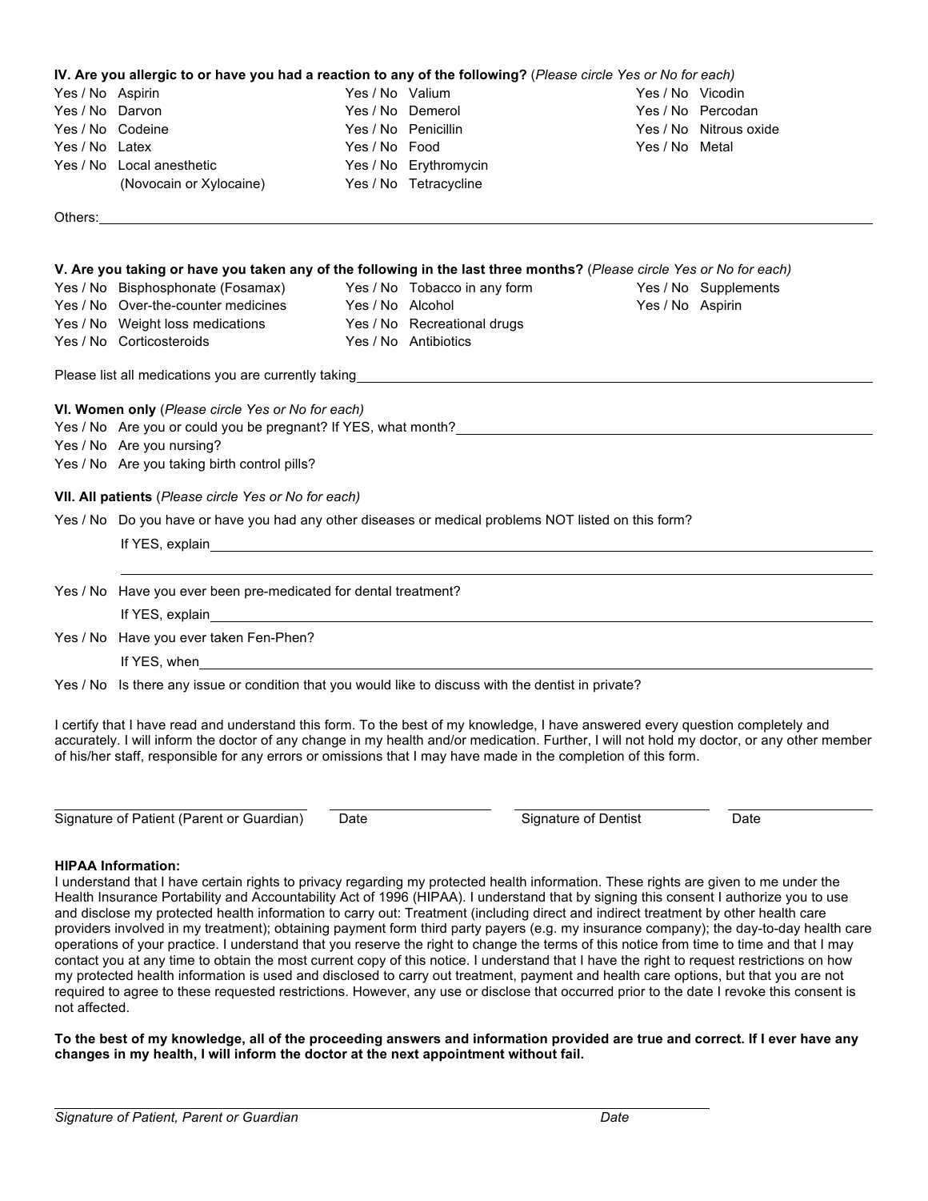**IV. Are you allergic to or have you had a reaction to any of the following?** (*Please circle Yes or No for each)*

| | | |
|---|---|---|
| Yes / No Aspirin | Yes / No Valium | Yes / No Vicodin |
| Yes / No Darvon | Yes / No Demerol | Yes / No Percodan |
| Yes / No Codeine | Yes / No Penicillin | Yes / No Nitrous oxide |
| Yes / No Latex | Yes / No Food | Yes / No Metal |
| Yes / No Local anesthetic (Novocain or Xylocaine) | Yes / No Erythromycin | |
| | Yes / No Tetracycline | |

Others:\_\_\_\_\_\_\_\_\_\_\_\_\_\_\_\_\_\_\_\_\_\_\_\_\_\_\_\_\_\_\_\_\_\_\_\_\_\_\_\_

**V. Are you taking or have you taken any of the following in the last three months?** (*Please circle Yes or No for each)*

| | | |
|---|---|---|
| Yes / No Bisphosphonate (Fosamax) | Yes / No Tobacco in any form | Yes / No Supplements |
| Yes / No Over-the-counter medicines | Yes / No Alcohol | Yes / No Aspirin |
| Yes / No Weight loss medications | Yes / No Recreational drugs | |
| Yes / No Corticosteroids | Yes / No Antibiotics | |

Please list all medications you are currently taking\_\_\_\_\_\_\_\_\_\_\_\_\_\_\_\_\_\_\_\_\_\_\_\_\_\_\_\_\_\_\_\_\_\_\_\_\_\_\_\_

**VI. Women only** (*Please circle Yes or No for each)*

Yes / No Are you or could you be pregnant? If YES, what month?\_\_\_\_\_\_\_\_\_\_\_\_\_\_\_\_\_\_\_\_\_\_\_\_\_\_\_\_\_\_\_\_\_\_\_\_\_\_\_\_

Yes / No Are you nursing?

Yes / No Are you taking birth control pills?

**VII. All patients** (*Please circle Yes or No for each)*

Yes / No Do you have or have you had any other diseases or medical problems NOT listed on this form?

If YES, explain\_\_\_\_\_\_\_\_\_\_\_\_\_\_\_\_\_\_\_\_\_\_\_\_\_\_\_\_\_\_\_\_\_\_\_\_\_\_\_\_

\_\_\_\_\_\_\_\_\_\_\_\_\_\_\_\_\_\_\_\_\_\_\_\_\_\_\_\_\_\_\_\_\_\_\_\_\_\_\_\_

Yes / No Have you ever been pre-medicated for dental treatment?

If YES, explain\_\_\_\_\_\_\_\_\_\_\_\_\_\_\_\_\_\_\_\_\_\_\_\_\_\_\_\_\_\_\_\_\_\_\_\_\_\_\_\_

Yes / No Have you ever taken Fen-Phen?

If YES, when\_\_\_\_\_\_\_\_\_\_\_\_\_\_\_\_\_\_\_\_\_\_\_\_\_\_\_\_\_\_\_\_\_\_\_\_\_\_\_\_

Yes / No Is there any issue or condition that you would like to discuss with the dentist in private?

I certify that I have read and understand this form. To the best of my knowledge, I have answered every question completely and accurately. I will inform the doctor of any change in my health and/or medication. Further, I will not hold my doctor, or any other member of his/her staff, responsible for any errors or omissions that I may have made in the completion of this form.

\_\_\_\_\_\_\_\_\_\_\_\_\_\_\_\_\_\_\_\_\_\_\_\_\_\_\_\_ \_\_\_\_\_\_\_\_\_\_\_\_\_\_\_\_ \_\_\_\_\_\_\_\_\_\_\_\_\_\_\_\_\_\_\_\_\_\_ \_\_\_\_\_\_\_\_\_\_\_\_\_\_\_\_

Signature of Patient (Parent or Guardian) Date Signature of Dentist Date

**HIPAA Information:**

I understand that I have certain rights to privacy regarding my protected health information. These rights are given to me under the Health Insurance Portability and Accountability Act of 1996 (HIPAA). I understand that by signing this consent I authorize you to use and disclose my protected health information to carry out: Treatment (including direct and indirect treatment by other health care providers involved in my treatment); obtaining payment form third party payers (e.g. my insurance company); the day-to-day health care operations of your practice. I understand that you reserve the right to change the terms of this notice from time to time and that I may contact you at any time to obtain the most current copy of this notice. I understand that I have the right to request restrictions on how my protected health information is used and disclosed to carry out treatment, payment and health care options, but that you are not required to agree to these requested restrictions. However, any use or disclose that occurred prior to the date I revoke this consent is not affected.

**To the best of my knowledge, all of the proceeding answers and information provided are true and correct. If I ever have any changes in my health, I will inform the doctor at the next appointment without fail.**

\_\_\_\_\_\_\_\_\_\_\_\_\_\_\_\_\_\_\_\_\_\_\_\_\_\_\_\_\_\_\_\_\_\_\_\_\_\_\_\_\_\_\_\_\_\_\_\_\_\_\_\_\_\_\_\_

*Signature of Patient, Parent or Guardian* *Date*